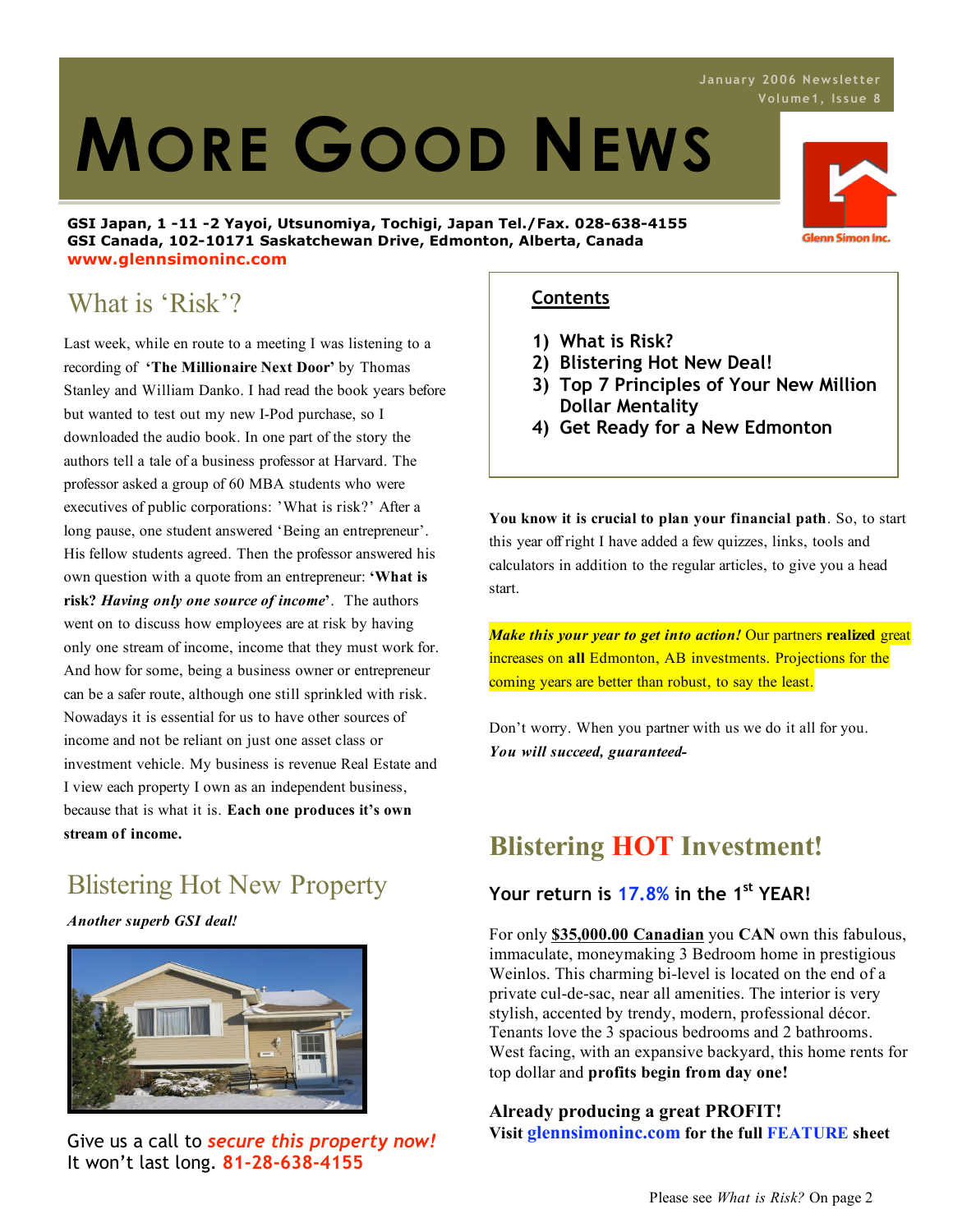January 2006 Newsletter
Volume1, Issue 8

# MORE GOOD NEWS

**GSI Japan, 1 -11 -2 Yayoi, Utsunomiya, Tochigi, Japan Tel./Fax. 028-638-4155**
**GSI Canada, 102-10171 Saskatchewan Drive, Edmonton, Alberta, Canada**
**www.glennsimoninc.com**

Glenn Simon Inc.

## What is 'Risk'?

Last week, while en route to a meeting I was listening to a recording of **'The Millionaire Next Door'** by Thomas Stanley and William Danko. I had read the book years before but wanted to test out my new I-Pod purchase, so I downloaded the audio book. In one part of the story the authors tell a tale of a business professor at Harvard. The professor asked a group of 60 MBA students who were executives of public corporations: 'What is risk?' After a long pause, one student answered 'Being an entrepreneur'. His fellow students agreed. Then the professor answered his own question with a quote from an entrepreneur: **'What is risk? *Having only one source of income*'**. The authors went on to discuss how employees are at risk by having only one stream of income, income that they must work for. And how for some, being a business owner or entrepreneur can be a safer route, although one still sprinkled with risk. Nowadays it is essential for us to have other sources of income and not be reliant on just one asset class or investment vehicle. My business is revenue Real Estate and I view each property I own as an independent business, because that is what it is. **Each one produces it's own stream of income.**

## Blistering Hot New Property

***Another superb GSI deal!***

Give us a call to ***secure this property now!***
It won't last long. **81-28-638-4155**

**Contents**

1) What is Risk?
2) Blistering Hot New Deal!
3) Top 7 Principles of Your New Million Dollar Mentality
4) Get Ready for a New Edmonton

**You know it is crucial to plan your financial path**. So, to start this year off right I have added a few quizzes, links, tools and calculators in addition to the regular articles, to give you a head start.

***Make this your year to get into action!*** Our partners **realized** great increases on **all** Edmonton, AB investments. Projections for the coming years are better than robust, to say the least.

Don't worry. When you partner with us we do it all for you.
***You will succeed, guaranteed-***

## Blistering HOT Investment!

### Your return is 17.8% in the 1st YEAR!

For only **$35,000.00 Canadian** you **CAN** own this fabulous, immaculate, moneymaking 3 Bedroom home in prestigious Weinlos. This charming bi-level is located on the end of a private cul-de-sac, near all amenities. The interior is very stylish, accented by trendy, modern, professional décor. Tenants love the 3 spacious bedrooms and 2 bathrooms. West facing, with an expansive backyard, this home rents for top dollar and **profits begin from day one!**

**Already producing a great PROFIT!**
**Visit glennsimoninc.com for the full FEATURE sheet**

Please see *What is Risk?* On page 2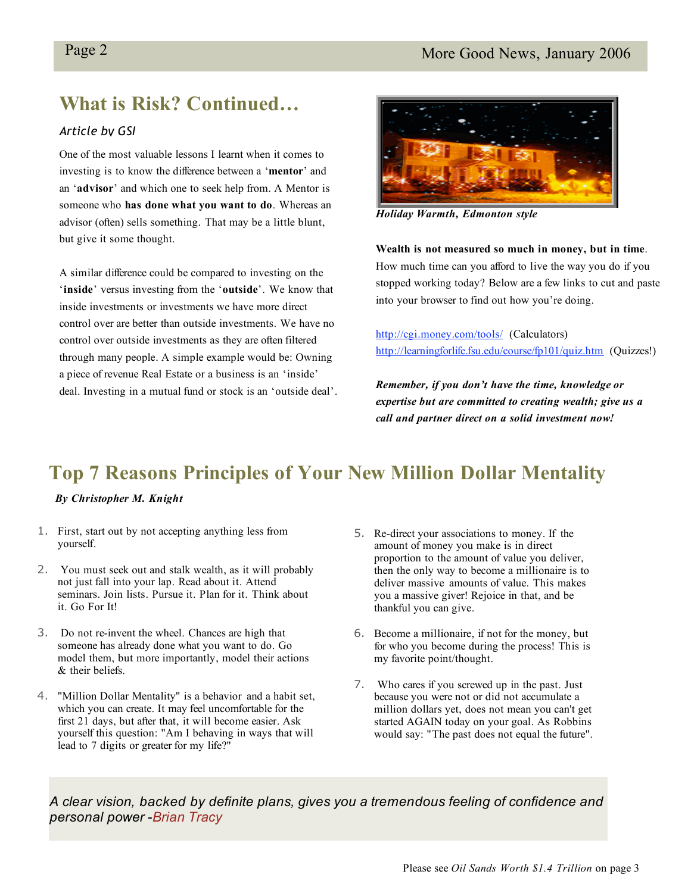## What is Risk? Continued…

*Article by GSI*

One of the most valuable lessons I learnt when it comes to investing is to know the difference between a '**mentor**' and an '**advisor**' and which one to seek help from. A Mentor is someone who **has done what you want to do**. Whereas an advisor (often) sells something. That may be a little blunt, but give it some thought.

A similar difference could be compared to investing on the '**inside**' versus investing from the '**outside**'. We know that inside investments or investments we have more direct control over are better than outside investments. We have no control over outside investments as they are often filtered through many people. A simple example would be: Owning a piece of revenue Real Estate or a business is an 'inside' deal. Investing in a mutual fund or stock is an 'outside deal'.

***Holiday Warmth, Edmonton style***

**Wealth is not measured so much in money, but in time**. How much time can you afford to live the way you do if you stopped working today? Below are a few links to cut and paste into your browser to find out how you're doing.

http://cgi.money.com/tools/ (Calculators)
http://learningforlife.fsu.edu/course/fp101/quiz.htm (Quizzes!)

***Remember, if you don't have the time, knowledge or expertise but are committed to creating wealth; give us a call and partner direct on a solid investment now!***

## Top 7 Reasons Principles of Your New Million Dollar Mentality

***By Christopher M. Knight***

1. First, start out by not accepting anything less from yourself.
2. You must seek out and stalk wealth, as it will probably not just fall into your lap. Read about it. Attend seminars. Join lists. Pursue it. Plan for it. Think about it. Go For It!
3. Do not re-invent the wheel. Chances are high that someone has already done what you want to do. Go model them, but more importantly, model their actions & their beliefs.
4. "Million Dollar Mentality" is a behavior and a habit set, which you can create. It may feel uncomfortable for the first 21 days, but after that, it will become easier. Ask yourself this question: "Am I behaving in ways that will lead to 7 digits or greater for my life?"
5. Re-direct your associations to money. If the amount of money you make is in direct proportion to the amount of value you deliver, then the only way to become a millionaire is to deliver massive amounts of value. This makes you a massive giver! Rejoice in that, and be thankful you can give.
6. Become a millionaire, if not for the money, but for who you become during the process! This is my favorite point/thought.
7. Who cares if you screwed up in the past. Just because you were not or did not accumulate a million dollars yet, does not mean you can't get started AGAIN today on your goal. As Robbins would say: "The past does not equal the future".

*A clear vision, backed by definite plans, gives you a tremendous feeling of confidence and personal power -Brian Tracy*

Please see *Oil Sands Worth $1.4 Trillion* on page 3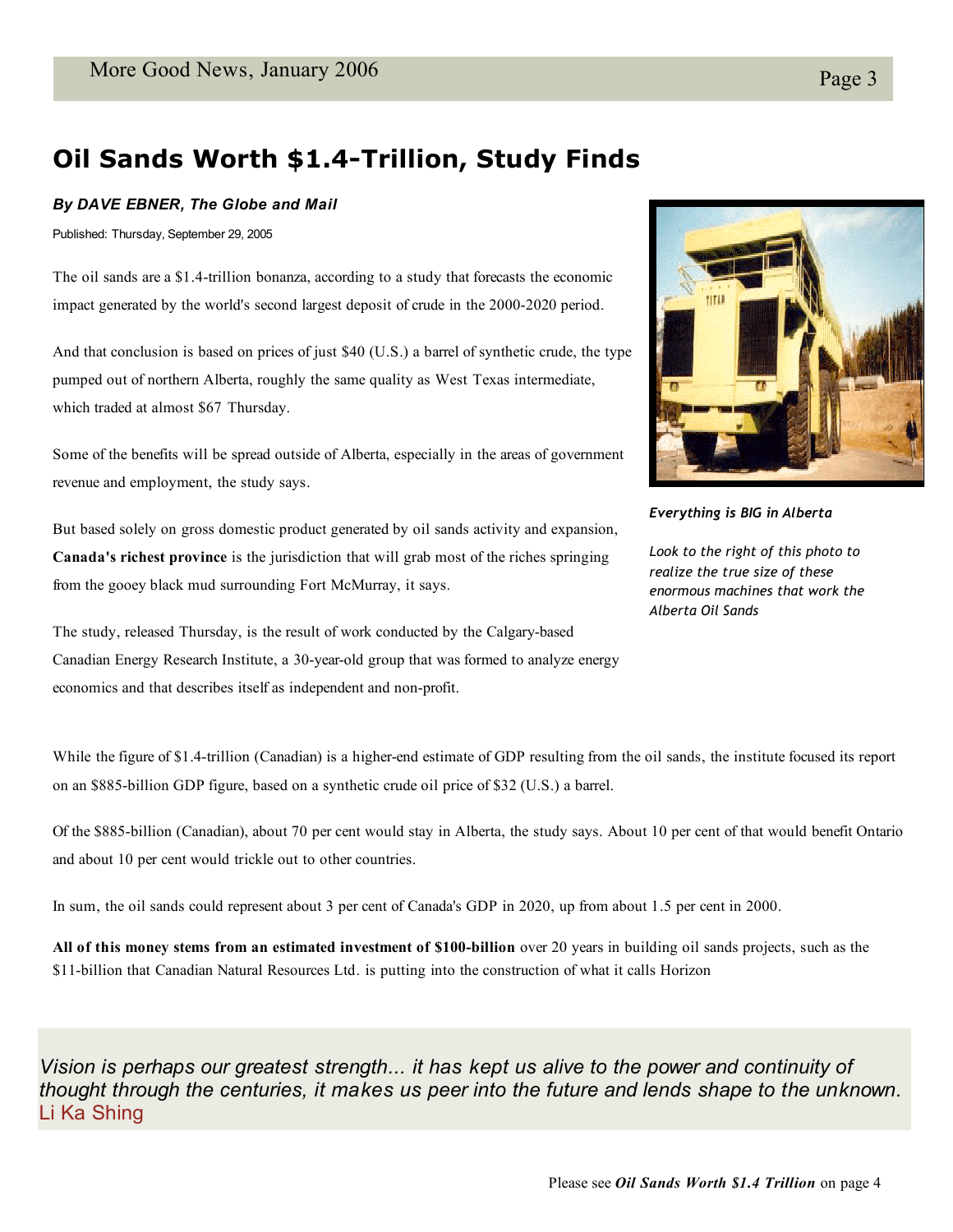# Oil Sands Worth $1.4-Trillion, Study Finds

***By DAVE EBNER, The Globe and Mail***

Published: Thursday, September 29, 2005

The oil sands are a $1.4-trillion bonanza, according to a study that forecasts the economic impact generated by the world's second largest deposit of crude in the 2000-2020 period.

And that conclusion is based on prices of just $40 (U.S.) a barrel of synthetic crude, the type pumped out of northern Alberta, roughly the same quality as West Texas intermediate, which traded at almost $67 Thursday.

Some of the benefits will be spread outside of Alberta, especially in the areas of government revenue and employment, the study says.

But based solely on gross domestic product generated by oil sands activity and expansion, **Canada's richest province** is the jurisdiction that will grab most of the riches springing from the gooey black mud surrounding Fort McMurray, it says.

The study, released Thursday, is the result of work conducted by the Calgary-based Canadian Energy Research Institute, a 30-year-old group that was formed to analyze energy economics and that describes itself as independent and non-profit.

***Everything is BIG in Alberta***

*Look to the right of this photo to realize the true size of these enormous machines that work the Alberta Oil Sands*

While the figure of $1.4-trillion (Canadian) is a higher-end estimate of GDP resulting from the oil sands, the institute focused its report on an $885-billion GDP figure, based on a synthetic crude oil price of $32 (U.S.) a barrel.

Of the $885-billion (Canadian), about 70 per cent would stay in Alberta, the study says. About 10 per cent of that would benefit Ontario and about 10 per cent would trickle out to other countries.

In sum, the oil sands could represent about 3 per cent of Canada's GDP in 2020, up from about 1.5 per cent in 2000.

**All of this money stems from an estimated investment of $100-billion** over 20 years in building oil sands projects, such as the $11-billion that Canadian Natural Resources Ltd. is putting into the construction of what it calls Horizon

*Vision is perhaps our greatest strength... it has kept us alive to the power and continuity of thought through the centuries, it makes us peer into the future and lends shape to the unknown.*
Li Ka Shing

Please see ***Oil Sands Worth $1.4 Trillion*** on page 4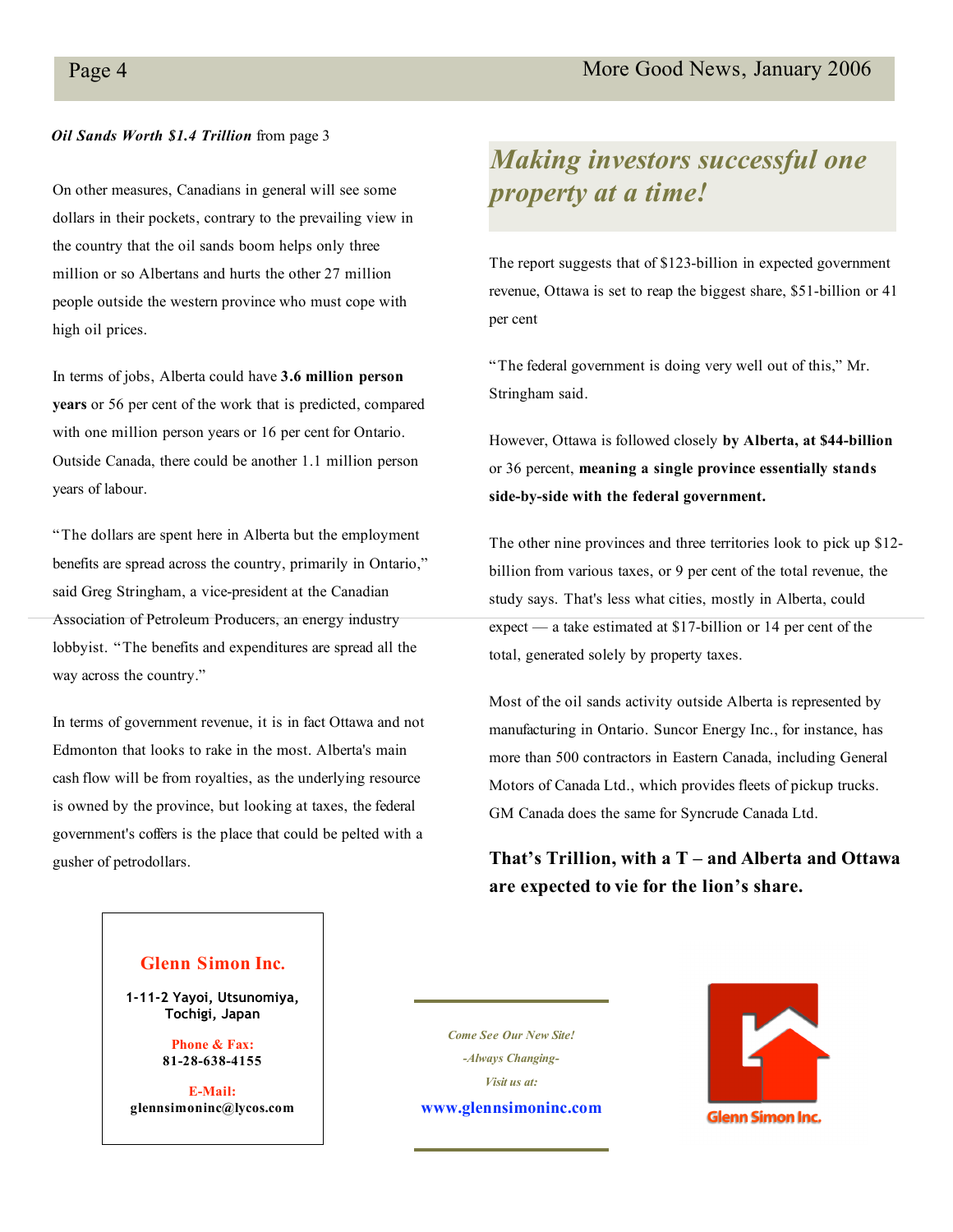*Oil Sands Worth $1.4 Trillion* from page 3

On other measures, Canadians in general will see some dollars in their pockets, contrary to the prevailing view in the country that the oil sands boom helps only three million or so Albertans and hurts the other 27 million people outside the western province who must cope with high oil prices.

In terms of jobs, Alberta could have **3.6 million person years** or 56 per cent of the work that is predicted, compared with one million person years or 16 per cent for Ontario. Outside Canada, there could be another 1.1 million person years of labour.

"The dollars are spent here in Alberta but the employment benefits are spread across the country, primarily in Ontario," said Greg Stringham, a vice-president at the Canadian Association of Petroleum Producers, an energy industry lobbyist. "The benefits and expenditures are spread all the way across the country."

In terms of government revenue, it is in fact Ottawa and not Edmonton that looks to rake in the most. Alberta's main cash flow will be from royalties, as the underlying resource is owned by the province, but looking at taxes, the federal government's coffers is the place that could be pelted with a gusher of petrodollars.

## *Making investors successful one property at a time!*

The report suggests that of $123-billion in expected government revenue, Ottawa is set to reap the biggest share, $51-billion or 41 per cent

"The federal government is doing very well out of this," Mr. Stringham said.

However, Ottawa is followed closely **by Alberta, at $44-billion** or 36 percent, **meaning a single province essentially stands side-by-side with the federal government.**

The other nine provinces and three territories look to pick up $12-billion from various taxes, or 9 per cent of the total revenue, the study says. That's less what cities, mostly in Alberta, could expect — a take estimated at $17-billion or 14 per cent of the total, generated solely by property taxes.

Most of the oil sands activity outside Alberta is represented by manufacturing in Ontario. Suncor Energy Inc., for instance, has more than 500 contractors in Eastern Canada, including General Motors of Canada Ltd., which provides fleets of pickup trucks. GM Canada does the same for Syncrude Canada Ltd.

**That's Trillion, with a T – and Alberta and Ottawa are expected to vie for the lion's share.**

**Glenn Simon Inc.**

**1-11-2 Yayoi, Utsunomiya, Tochigi, Japan**

**Phone & Fax:**
**81-28-638-4155**

**E-Mail:**
**glennsimoninc@lycos.com**

*Come See Our New Site!*

*-Always Changing-*

*Visit us at:*

**www.glennsimoninc.com**

Glenn Simon Inc.